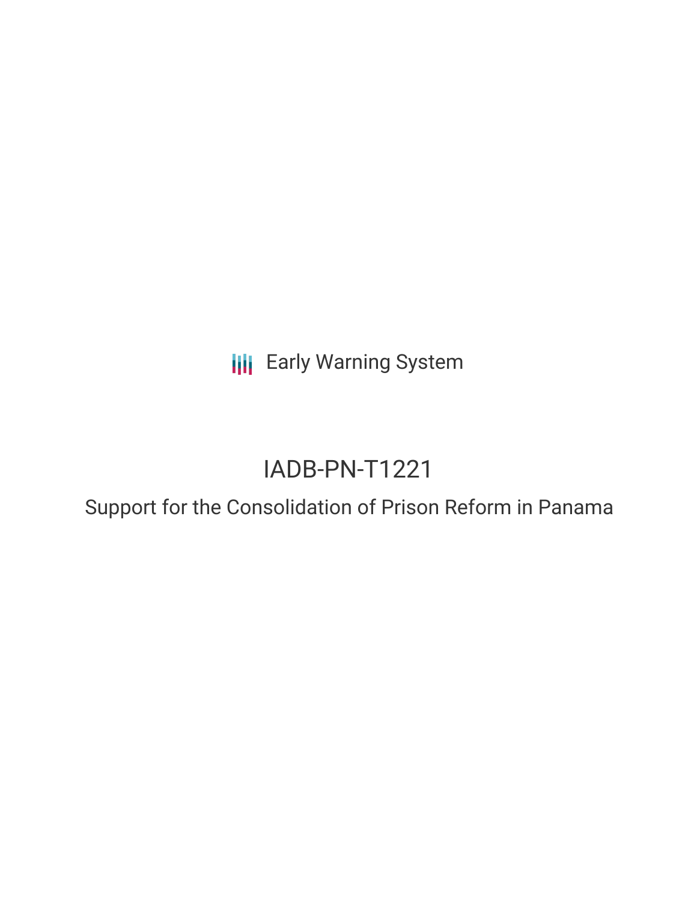Early Warning System

# IADB-PN-T1221

## Support for the Consolidation of Prison Reform in Panama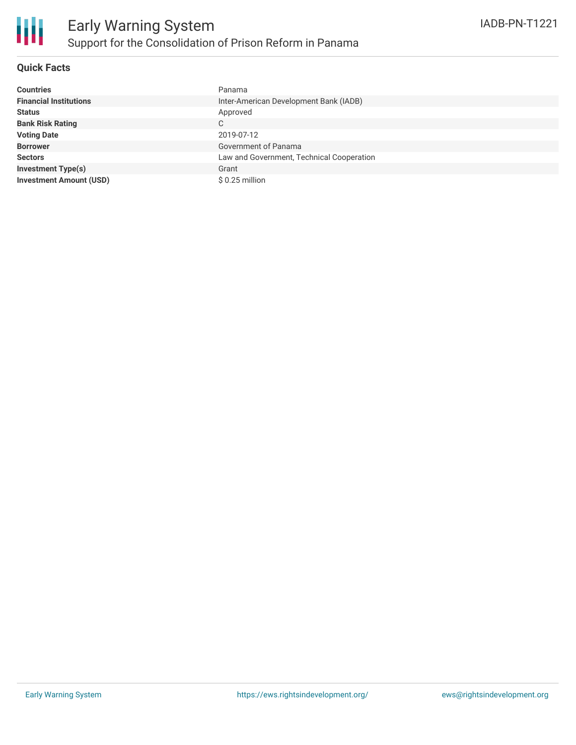## Quick Facts

| | |
|---|---|
| **Countries** | Panama |
| **Financial Institutions** | Inter-American Development Bank (IADB) |
| **Status** | Approved |
| **Bank Risk Rating** | C |
| **Voting Date** | 2019-07-12 |
| **Borrower** | Government of Panama |
| **Sectors** | Law and Government, Technical Cooperation |
| **Investment Type(s)** | Grant |
| **Investment Amount (USD)** | $ 0.25 million |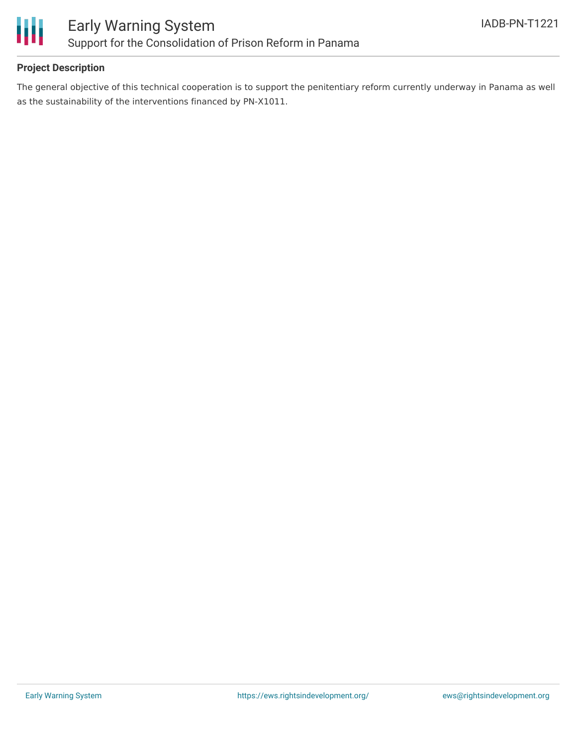## Project Description

The general objective of this technical cooperation is to support the penitentiary reform currently underway in Panama as well as the sustainability of the interventions financed by PN-X1011.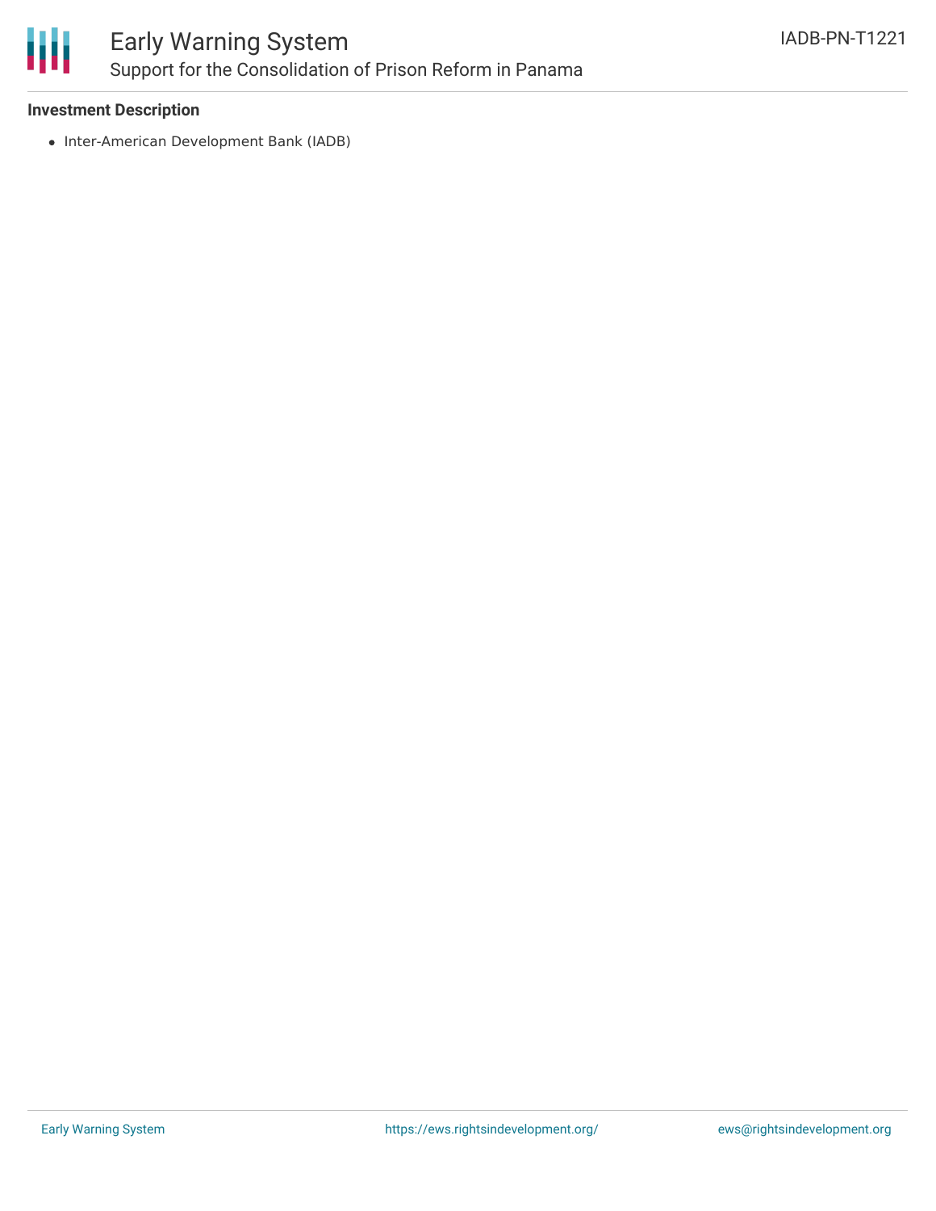**Investment Description**

- Inter-American Development Bank (IADB)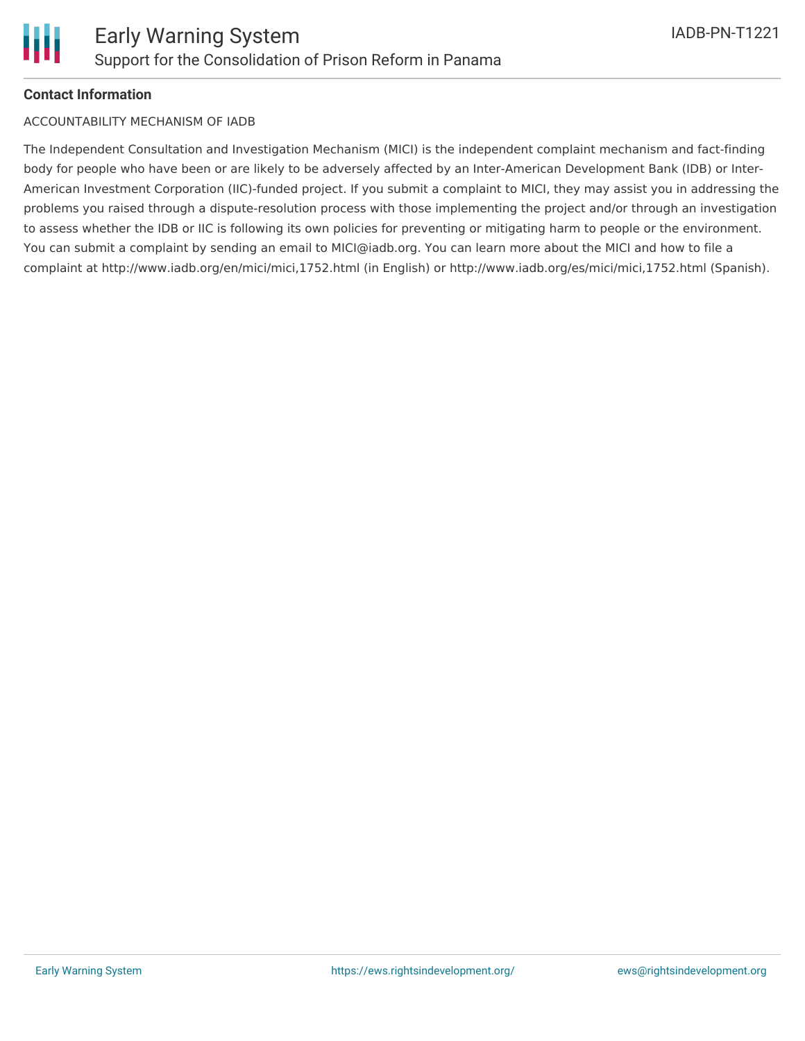**Contact Information**

ACCOUNTABILITY MECHANISM OF IADB

The Independent Consultation and Investigation Mechanism (MICI) is the independent complaint mechanism and fact-finding body for people who have been or are likely to be adversely affected by an Inter-American Development Bank (IDB) or Inter-American Investment Corporation (IIC)-funded project. If you submit a complaint to MICI, they may assist you in addressing the problems you raised through a dispute-resolution process with those implementing the project and/or through an investigation to assess whether the IDB or IIC is following its own policies for preventing or mitigating harm to people or the environment. You can submit a complaint by sending an email to MICI@iadb.org. You can learn more about the MICI and how to file a complaint at http://www.iadb.org/en/mici/mici,1752.html (in English) or http://www.iadb.org/es/mici/mici,1752.html (Spanish).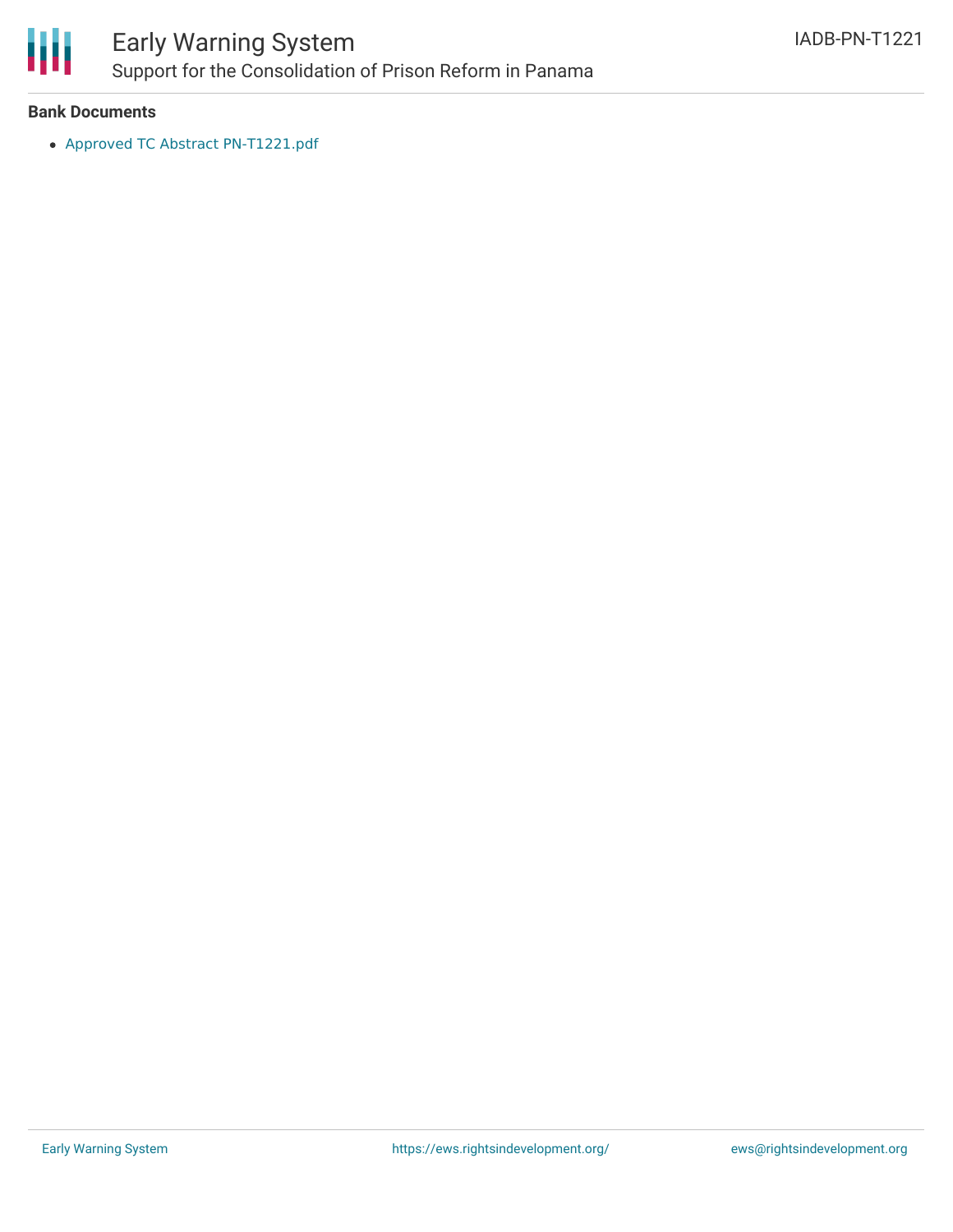**Bank Documents**

- Approved TC Abstract PN-T1221.pdf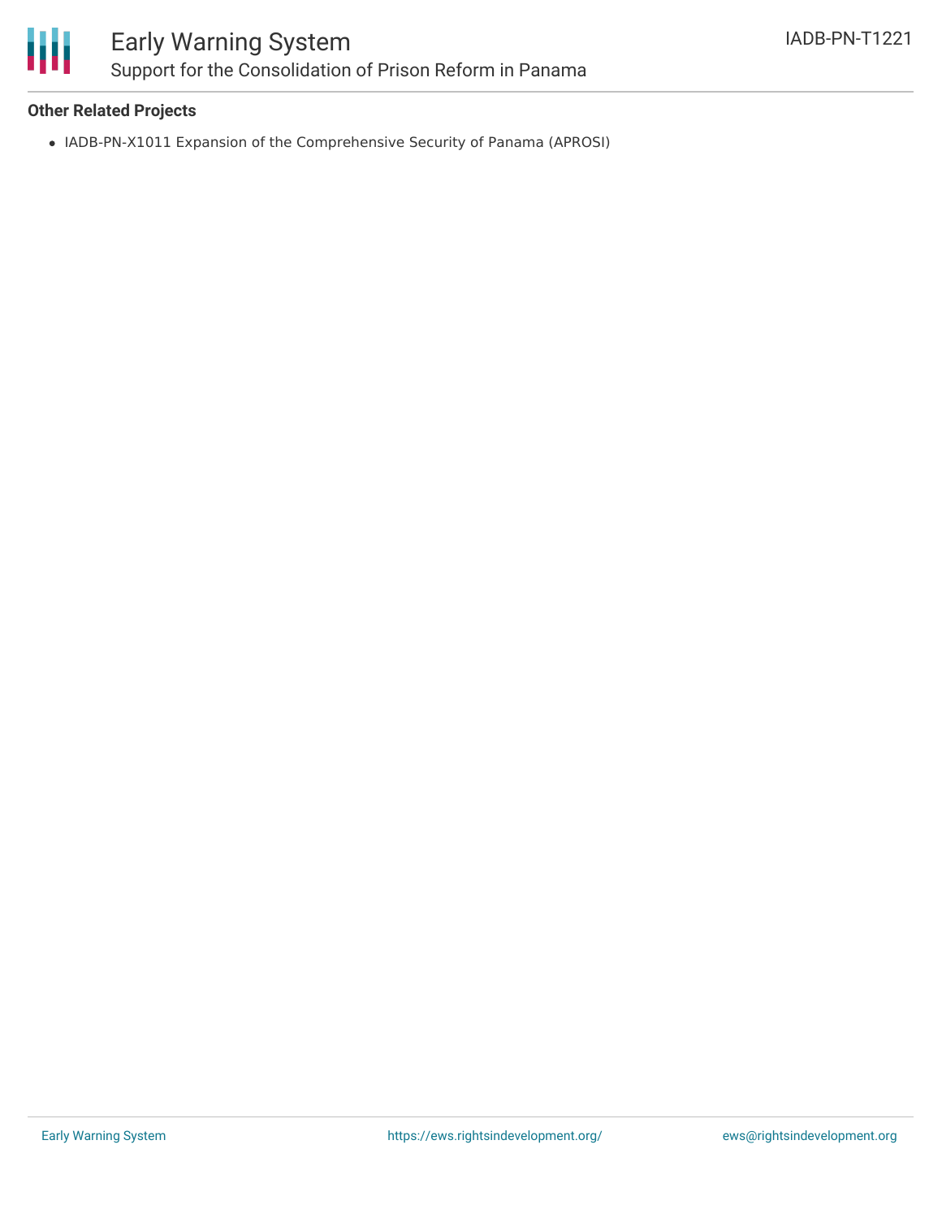**Other Related Projects**

- IADB-PN-X1011 Expansion of the Comprehensive Security of Panama (APROSI)